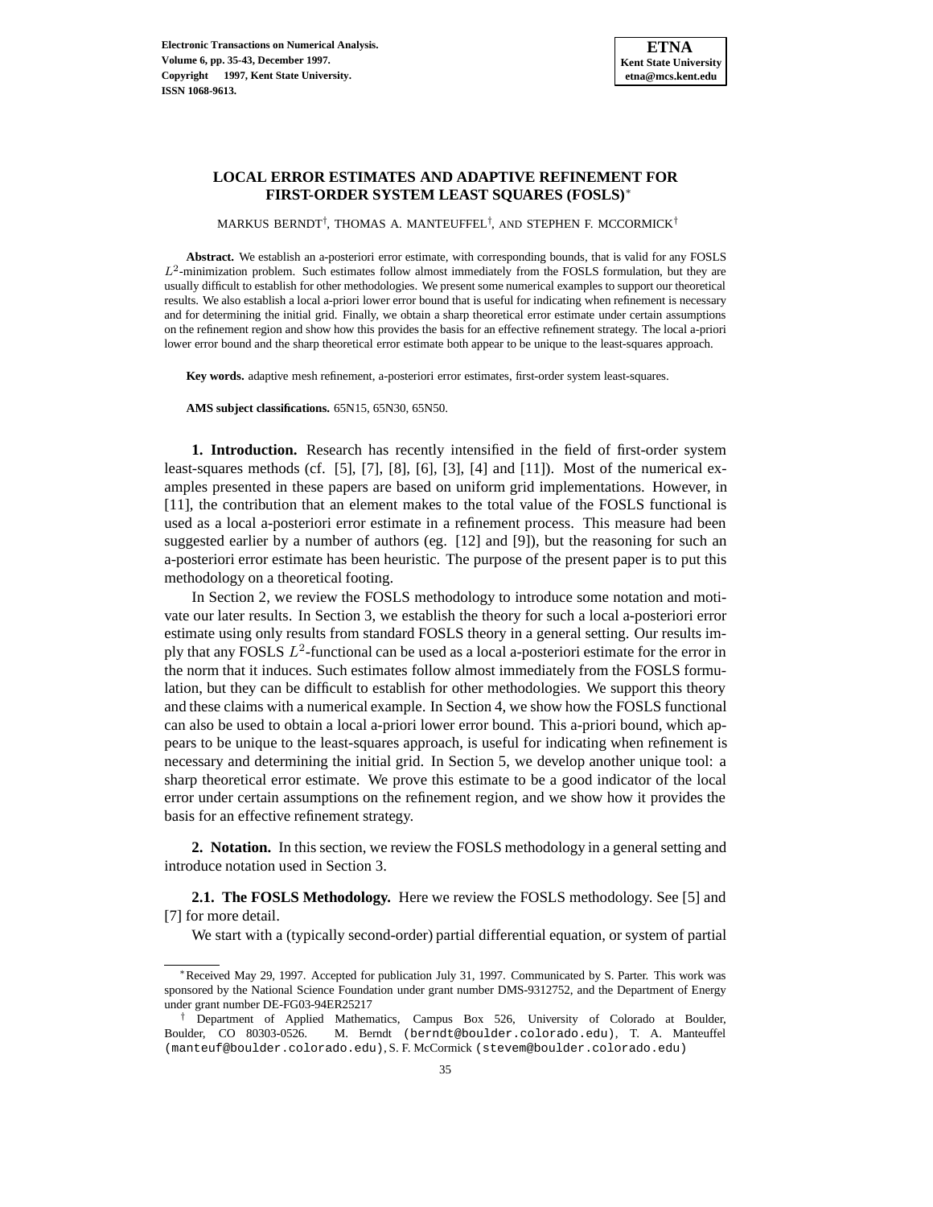# LOCAL ERROR ESTIMATES AND ADAPTIVE REFINEMENT FOR FIRST-ORDER SYSTEM LEAST SQUARES (FOSLS)*

MARKUS BERNDT†, THOMAS A. MANTEUFFEL†, AND STEPHEN F. MCCORMICK†

**Abstract.** We establish an a-posteriori error estimate, with corresponding bounds, that is valid for any FOSLS $L^2$-minimization problem. Such estimates follow almost immediately from the FOSLS formulation, but they are usually difficult to establish for other methodologies. We present some numerical examples to support our theoretical results. We also establish a local a-priori lower error bound that is useful for indicating when refinement is necessary and for determining the initial grid. Finally, we obtain a sharp theoretical error estimate under certain assumptions on the refinement region and show how this provides the basis for an effective refinement strategy. The local a-priori lower error bound and the sharp theoretical error estimate both appear to be unique to the least-squares approach.

**Key words.** adaptive mesh refinement, a-posteriori error estimates, first-order system least-squares.

**AMS subject classifications.** 65N15, 65N30, 65N50.

## 1. Introduction.

Research has recently intensified in the field of first-order system least-squares methods (cf. [5], [7], [8], [6], [3], [4] and [11]). Most of the numerical examples presented in these papers are based on uniform grid implementations. However, in [11], the contribution that an element makes to the total value of the FOSLS functional is used as a local a-posteriori error estimate in a refinement process. This measure had been suggested earlier by a number of authors (eg. [12] and [9]), but the reasoning for such an a-posteriori error estimate has been heuristic. The purpose of the present paper is to put this methodology on a theoretical footing.

In Section 2, we review the FOSLS methodology to introduce some notation and motivate our later results. In Section 3, we establish the theory for such a local a-posteriori error estimate using only results from standard FOSLS theory in a general setting. Our results imply that any FOSLS $L^2$-functional can be used as a local a-posteriori estimate for the error in the norm that it induces. Such estimates follow almost immediately from the FOSLS formulation, but they can be difficult to establish for other methodologies. We support this theory and these claims with a numerical example. In Section 4, we show how the FOSLS functional can also be used to obtain a local a-priori lower error bound. This a-priori bound, which appears to be unique to the least-squares approach, is useful for indicating when refinement is necessary and determining the initial grid. In Section 5, we develop another unique tool: a sharp theoretical error estimate. We prove this estimate to be a good indicator of the local error under certain assumptions on the refinement region, and we show how it provides the basis for an effective refinement strategy.

## 2. Notation.

In this section, we review the FOSLS methodology in a general setting and introduce notation used in Section 3.

### 2.1. The FOSLS Methodology.

Here we review the FOSLS methodology. See [5] and [7] for more detail.

We start with a (typically second-order) partial differential equation, or system of partial

---

*Received May 29, 1997. Accepted for publication July 31, 1997. Communicated by S. Parter. This work was sponsored by the National Science Foundation under grant number DMS-9312752, and the Department of Energy under grant number DE-FG03-94ER25217

† Department of Applied Mathematics, Campus Box 526, University of Colorado at Boulder, Boulder, CO 80303-0526. M. Berndt (berndt@boulder.colorado.edu), T. A. Manteuffel (manteuf@boulder.colorado.edu), S. F. McCormick (stevem@boulder.colorado.edu)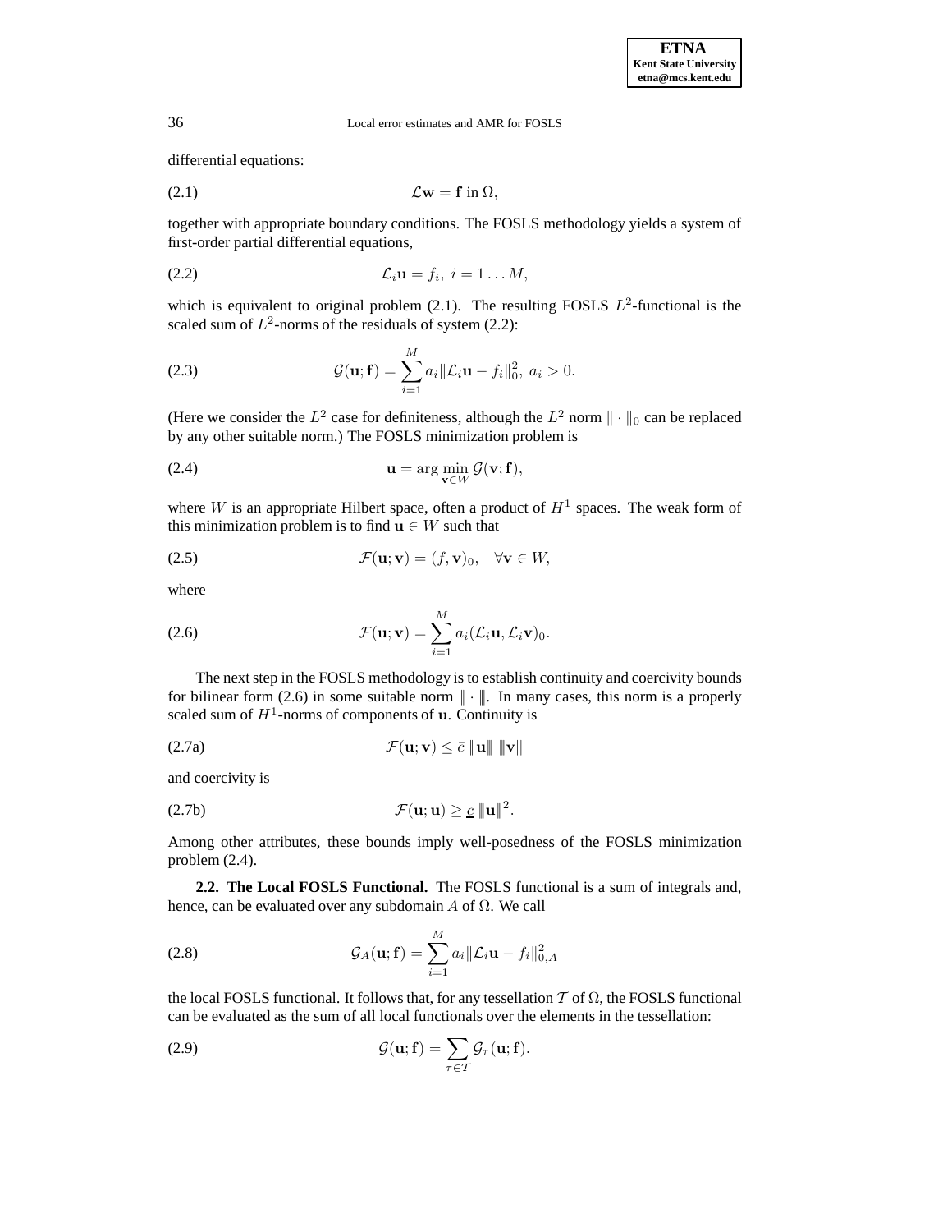differential equations:

$$\mathcal{L}\mathbf{w} = \mathbf{f} \text{ in } \Omega, \tag{2.1}$$

together with appropriate boundary conditions. The FOSLS methodology yields a system of first-order partial differential equations,

$$\mathcal{L}_i \mathbf{u} = f_i, \ i = 1 \ldots M, \tag{2.2}$$

which is equivalent to original problem (2.1). The resulting FOSLS $L^2$-functional is the scaled sum of $L^2$-norms of the residuals of system (2.2):

$$\mathcal{G}(\mathbf{u}; \mathbf{f}) = \sum_{i=1}^{M} a_i \|\mathcal{L}_i \mathbf{u} - f_i\|_0^2, \ a_i > 0. \tag{2.3}$$

(Here we consider the $L^2$ case for definiteness, although the $L^2$ norm $\| \cdot \|_0$ can be replaced by any other suitable norm.) The FOSLS minimization problem is

$$\mathbf{u} = \arg \min_{\mathbf{v} \in W} \mathcal{G}(\mathbf{v}; \mathbf{f}), \tag{2.4}$$

where $W$ is an appropriate Hilbert space, often a product of $H^1$ spaces. The weak form of this minimization problem is to find $\mathbf{u} \in W$ such that

$$\mathcal{F}(\mathbf{u}; \mathbf{v}) = (f, \mathbf{v})_0, \quad \forall \mathbf{v} \in W, \tag{2.5}$$

where

$$\mathcal{F}(\mathbf{u}; \mathbf{v}) = \sum_{i=1}^{M} a_i (\mathcal{L}_i \mathbf{u}, \mathcal{L}_i \mathbf{v})_0. \tag{2.6}$$

The next step in the FOSLS methodology is to establish continuity and coercivity bounds for bilinear form (2.6) in some suitable norm $|\!|\!| \cdot |\!|\!|$. In many cases, this norm is a properly scaled sum of $H^1$-norms of components of $\mathbf{u}$. Continuity is

$$\mathcal{F}(\mathbf{u}; \mathbf{v}) \leq \bar{c} \, |\!|\!| \mathbf{u} |\!|\!| \, |\!|\!| \mathbf{v} |\!|\!| \tag{2.7a}$$

and coercivity is

$$\mathcal{F}(\mathbf{u}; \mathbf{u}) \geq \underline{c} \, |\!|\!| \mathbf{u} |\!|\!|^2. \tag{2.7b}$$

Among other attributes, these bounds imply well-posedness of the FOSLS minimization problem (2.4).

**2.2. The Local FOSLS Functional.** The FOSLS functional is a sum of integrals and, hence, can be evaluated over any subdomain $A$ of $\Omega$. We call

$$\mathcal{G}_A(\mathbf{u}; \mathbf{f}) = \sum_{i=1}^{M} a_i \|\mathcal{L}_i \mathbf{u} - f_i\|_{0,A}^2 \tag{2.8}$$

the local FOSLS functional. It follows that, for any tessellation $\mathcal{T}$ of $\Omega$, the FOSLS functional can be evaluated as the sum of all local functionals over the elements in the tessellation:

$$\mathcal{G}(\mathbf{u}; \mathbf{f}) = \sum_{\tau \in \mathcal{T}} \mathcal{G}_\tau(\mathbf{u}; \mathbf{f}). \tag{2.9}$$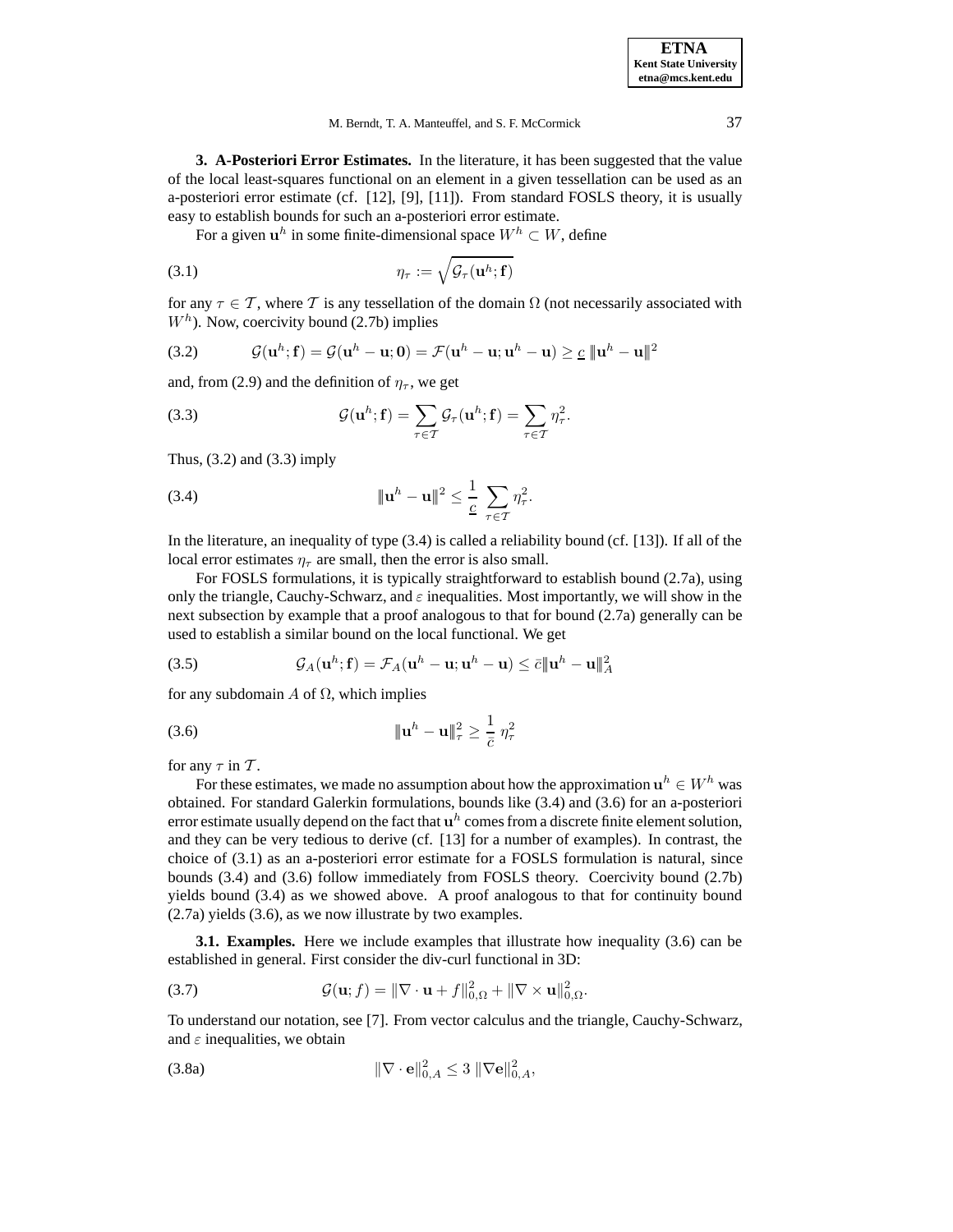**3. A-Posteriori Error Estimates.** In the literature, it has been suggested that the value of the local least-squares functional on an element in a given tessellation can be used as an a-posteriori error estimate (cf. [12], [9], [11]). From standard FOSLS theory, it is usually easy to establish bounds for such an a-posteriori error estimate.

For a given $\mathbf{u}^h$ in some finite-dimensional space $W^h \subset W$, define

$$\eta_\tau := \sqrt{\mathcal{G}_\tau(\mathbf{u}^h;\mathbf{f})} \tag{3.1}$$

for any $\tau \in \mathcal{T}$, where $\mathcal{T}$ is any tessellation of the domain $\Omega$ (not necessarily associated with $W^h$). Now, coercivity bound (2.7b) implies

$$\mathcal{G}(\mathbf{u}^h;\mathbf{f}) = \mathcal{G}(\mathbf{u}^h - \mathbf{u};\mathbf{0}) = \mathcal{F}(\mathbf{u}^h - \mathbf{u};\mathbf{u}^h - \mathbf{u}) \geq \underline{c}\ \| \mathbf{u}^h - \mathbf{u} \|^2 \tag{3.2}$$

and, from (2.9) and the definition of $\eta_\tau$, we get

$$\mathcal{G}(\mathbf{u}^h;\mathbf{f}) = \sum_{\tau\in\mathcal{T}} \mathcal{G}_\tau(\mathbf{u}^h;\mathbf{f}) = \sum_{\tau\in\mathcal{T}} \eta_\tau^2. \tag{3.3}$$

Thus, (3.2) and (3.3) imply

$$\| \mathbf{u}^h - \mathbf{u} \|^2 \leq \frac{1}{\underline{c}} \sum_{\tau\in\mathcal{T}} \eta_\tau^2. \tag{3.4}$$

In the literature, an inequality of type (3.4) is called a reliability bound (cf. [13]). If all of the local error estimates $\eta_\tau$ are small, then the error is also small.

For FOSLS formulations, it is typically straightforward to establish bound (2.7a), using only the triangle, Cauchy-Schwarz, and $\varepsilon$ inequalities. Most importantly, we will show in the next subsection by example that a proof analogous to that for bound (2.7a) generally can be used to establish a similar bound on the local functional. We get

$$\mathcal{G}_A(\mathbf{u}^h;\mathbf{f}) = \mathcal{F}_A(\mathbf{u}^h - \mathbf{u};\mathbf{u}^h - \mathbf{u}) \leq \bar{c} \| \mathbf{u}^h - \mathbf{u} \|_A^2 \tag{3.5}$$

for any subdomain $A$ of $\Omega$, which implies

$$\| \mathbf{u}^h - \mathbf{u} \|_\tau^2 \geq \frac{1}{\bar{c}}\ \eta_\tau^2 \tag{3.6}$$

for any $\tau$ in $\mathcal{T}$.

For these estimates, we made no assumption about how the approximation $\mathbf{u}^h \in W^h$ was obtained. For standard Galerkin formulations, bounds like (3.4) and (3.6) for an a-posteriori error estimate usually depend on the fact that $\mathbf{u}^h$ comes from a discrete finite element solution, and they can be very tedious to derive (cf. [13] for a number of examples). In contrast, the choice of (3.1) as an a-posteriori error estimate for a FOSLS formulation is natural, since bounds (3.4) and (3.6) follow immediately from FOSLS theory. Coercivity bound (2.7b) yields bound (3.4) as we showed above. A proof analogous to that for continuity bound (2.7a) yields (3.6), as we now illustrate by two examples.

**3.1. Examples.** Here we include examples that illustrate how inequality (3.6) can be established in general. First consider the div-curl functional in 3D:

$$\mathcal{G}(\mathbf{u};f) = \|\nabla\cdot\mathbf{u} + f\|_{0,\Omega}^2 + \|\nabla\times\mathbf{u}\|_{0,\Omega}^2. \tag{3.7}$$

To understand our notation, see [7]. From vector calculus and the triangle, Cauchy-Schwarz, and $\varepsilon$ inequalities, we obtain

$$\|\nabla\cdot\mathbf{e}\|_{0,A}^2 \leq 3\ \|\nabla\mathbf{e}\|_{0,A}^2, \tag{3.8a}$$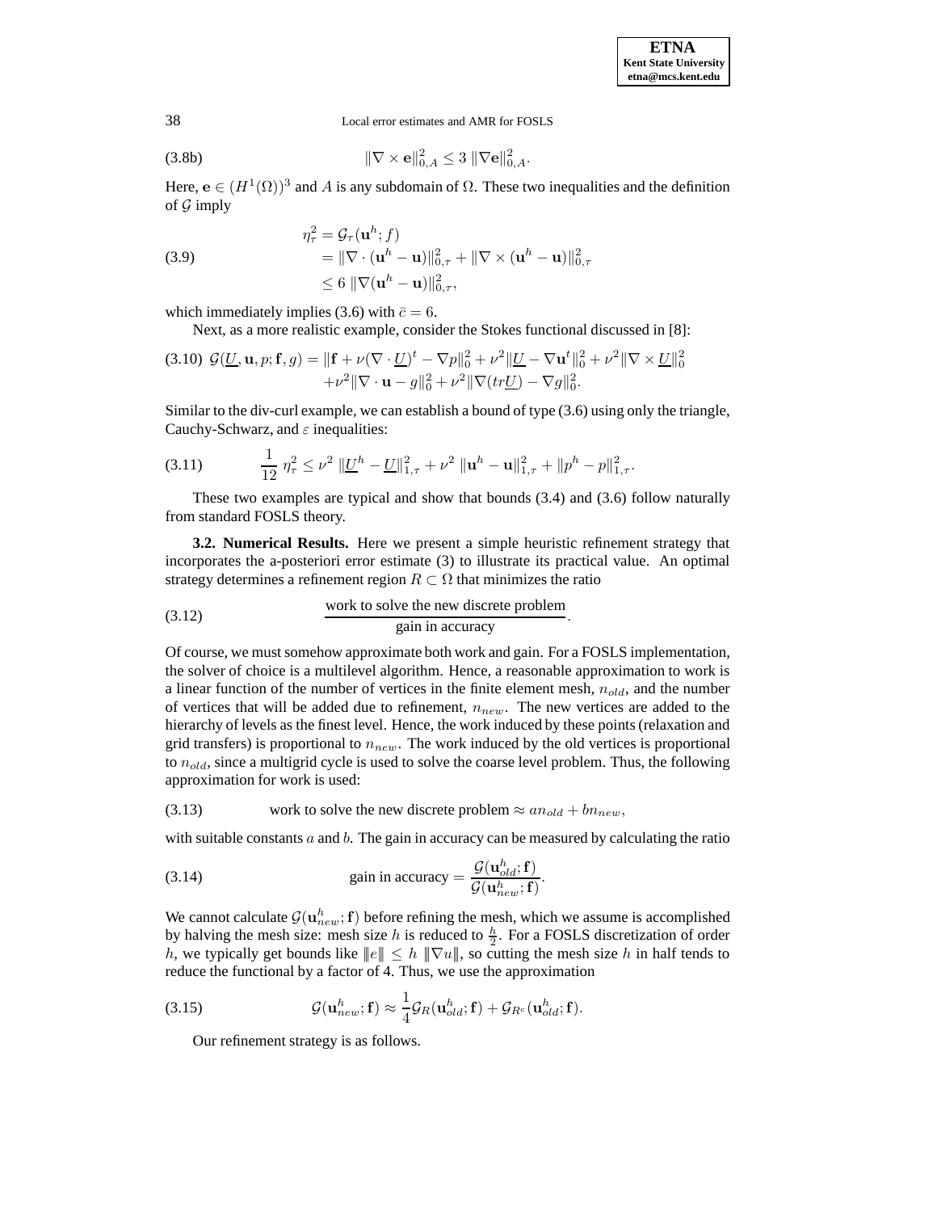$$\|\nabla \times \mathbf{e}\|_{0,A}^2 \le 3\ \|\nabla \mathbf{e}\|_{0,A}^2. \tag{3.8b}$$

Here, $\mathbf{e} \in (H^1(\Omega))^3$ and $A$ is any subdomain of $\Omega$. These two inequalities and the definition of $\mathcal{G}$ imply

$$\begin{aligned} \eta_\tau^2 &= \mathcal{G}_\tau(\mathbf{u}^h; f) \\ &= \|\nabla \cdot (\mathbf{u}^h - \mathbf{u})\|_{0,\tau}^2 + \|\nabla \times (\mathbf{u}^h - \mathbf{u})\|_{0,\tau}^2 \\ &\le 6\ \|\nabla(\mathbf{u}^h - \mathbf{u})\|_{0,\tau}^2, \end{aligned} \tag{3.9}$$

which immediately implies (3.6) with $\bar{c} = 6$.

Next, as a more realistic example, consider the Stokes functional discussed in [8]:

$$\begin{aligned} \mathcal{G}(\underline{U}, \mathbf{u}, p; \mathbf{f}, g) = &\|\mathbf{f} + \nu(\nabla \cdot \underline{U})^t - \nabla p\|_0^2 + \nu^2 \|\underline{U} - \nabla \mathbf{u}^t\|_0^2 + \nu^2 \|\nabla \times \underline{U}\|_0^2 \\ &+ \nu^2 \|\nabla \cdot \mathbf{u} - g\|_0^2 + \nu^2 \|\nabla (tr\underline{U}) - \nabla g\|_0^2. \end{aligned} \tag{3.10}$$

Similar to the div-curl example, we can establish a bound of type (3.6) using only the triangle, Cauchy-Schwarz, and $\varepsilon$ inequalities:

$$\frac{1}{12}\ \eta_\tau^2 \le \nu^2\ \|\underline{U}^h - \underline{U}\|_{1,\tau}^2 + \nu^2\ \|\mathbf{u}^h - \mathbf{u}\|_{1,\tau}^2 + \|p^h - p\|_{1,\tau}^2. \tag{3.11}$$

These two examples are typical and show that bounds (3.4) and (3.6) follow naturally from standard FOSLS theory.

**3.2. Numerical Results.** Here we present a simple heuristic refinement strategy that incorporates the a-posteriori error estimate (3) to illustrate its practical value. An optimal strategy determines a refinement region $R \subset \Omega$ that minimizes the ratio

$$\frac{\text{work to solve the new discrete problem}}{\text{gain in accuracy}}. \tag{3.12}$$

Of course, we must somehow approximate both work and gain. For a FOSLS implementation, the solver of choice is a multilevel algorithm. Hence, a reasonable approximation to work is a linear function of the number of vertices in the finite element mesh, $n_{old}$, and the number of vertices that will be added due to refinement, $n_{new}$. The new vertices are added to the hierarchy of levels as the finest level. Hence, the work induced by these points (relaxation and grid transfers) is proportional to $n_{new}$. The work induced by the old vertices is proportional to $n_{old}$, since a multigrid cycle is used to solve the coarse level problem. Thus, the following approximation for work is used:

$$\text{work to solve the new discrete problem} \approx a n_{old} + b n_{new}, \tag{3.13}$$

with suitable constants $a$ and $b$. The gain in accuracy can be measured by calculating the ratio

$$\text{gain in accuracy} = \frac{\mathcal{G}(\mathbf{u}_{old}^h; \mathbf{f})}{\mathcal{G}(\mathbf{u}_{new}^h; \mathbf{f})}. \tag{3.14}$$

We cannot calculate $\mathcal{G}(\mathbf{u}_{new}^h; \mathbf{f})$ before refining the mesh, which we assume is accomplished by halving the mesh size: mesh size $h$ is reduced to $\frac{h}{2}$. For a FOSLS discretization of order $h$, we typically get bounds like $\|e\| \le h\ \|\nabla u\|$, so cutting the mesh size $h$ in half tends to reduce the functional by a factor of 4. Thus, we use the approximation

$$\mathcal{G}(\mathbf{u}_{new}^h; \mathbf{f}) \approx \frac{1}{4}\mathcal{G}_R(\mathbf{u}_{old}^h; \mathbf{f}) + \mathcal{G}_{R^c}(\mathbf{u}_{old}^h; \mathbf{f}). \tag{3.15}$$

Our refinement strategy is as follows.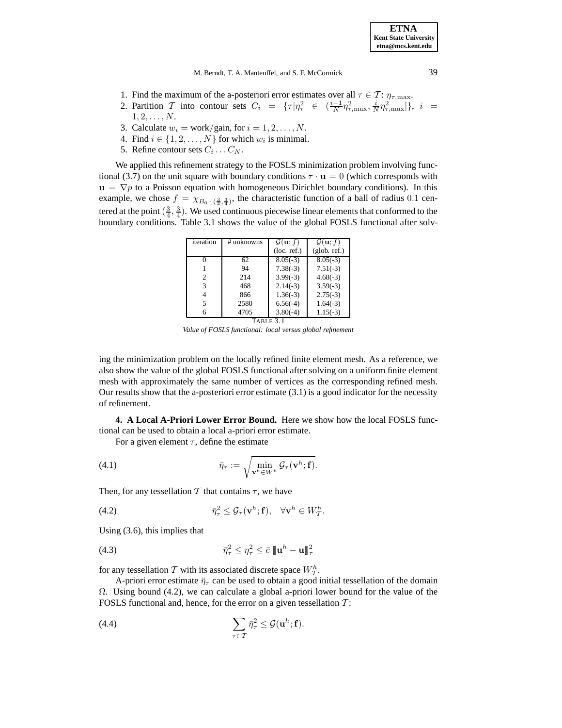1. Find the maximum of the a-posteriori error estimates over all $\tau \in \mathcal{T}$: $\eta_{\tau,\max}$.
2. Partition $\mathcal{T}$ into contour sets $C_i = \{\tau | \eta_\tau^2 \in (\frac{i-1}{N}\eta_{\tau,\max}^2, \frac{i}{N}\eta_{\tau,\max}^2]\}$, $i = 1, 2, \ldots, N$.
3. Calculate $w_i$ = work/gain, for $i = 1, 2, \ldots, N$.
4. Find $i \in \{1, 2, \ldots, N\}$ for which $w_i$ is minimal.
5. Refine contour sets $C_i \ldots C_N$.

We applied this refinement strategy to the FOSLS minimization problem involving functional (3.7) on the unit square with boundary conditions $\tau \cdot \mathbf{u} = 0$ (which corresponds with $\mathbf{u} = \nabla p$ to a Poisson equation with homogeneous Dirichlet boundary conditions). In this example, we chose $f = \chi_{B_{0.1}(\frac{3}{4},\frac{3}{4})}$, the characteristic function of a ball of radius $0.1$ centered at the point $(\frac{3}{4}, \frac{3}{4})$. We used continuous piecewise linear elements that conformed to the boundary conditions. Table 3.1 shows the value of the global FOSLS functional after solving the minimization problem on the locally refined finite element mesh. As a reference, we also show the value of the global FOSLS functional after solving on a uniform finite element mesh with approximately the same number of vertices as the corresponding refined mesh. Our results show that the a-posteriori error estimate (3.1) is a good indicator for the necessity of refinement.

| iteration | # unknowns | $\mathcal{G}(\mathbf{u}; f)$ (loc. ref.) | $\mathcal{G}(\mathbf{u}; f)$ (glob. ref.) |
|---|---|---|---|
| 0 | 62 | 8.05(-3) | 8.05(-3) |
| 1 | 94 | 7.38(-3) | 7.51(-3) |
| 2 | 214 | 3.99(-3) | 4.68(-3) |
| 3 | 468 | 2.14(-3) | 3.59(-3) |
| 4 | 866 | 1.36(-3) | 2.75(-3) |
| 5 | 2580 | 6.56(-4) | 1.64(-3) |
| 6 | 4705 | 3.80(-4) | 1.15(-3) |

TABLE 3.1

*Value of FOSLS functional: local versus global refinement*

**4. A Local A-Priori Lower Error Bound.** Here we show how the local FOSLS functional can be used to obtain a local a-priori error estimate.

For a given element $\tau$, define the estimate

$$\bar{\eta}_\tau := \sqrt{\min_{\mathbf{v}^h \in W^h} \mathcal{G}_\tau(\mathbf{v}^h; \mathbf{f})}. \tag{4.1}$$

Then, for any tessellation $\mathcal{T}$ that contains $\tau$, we have

$$\bar{\eta}_\tau^2 \leq \mathcal{G}_\tau(\mathbf{v}^h; \mathbf{f}), \quad \forall \mathbf{v}^h \in W_{\mathcal{T}}^h. \tag{4.2}$$

Using (3.6), this implies that

$$\bar{\eta}_\tau^2 \leq \eta_\tau^2 \leq \bar{c} \, \|\!|\mathbf{u}^h - \mathbf{u}\|\!|_\tau^2 \tag{4.3}$$

for any tessellation $\mathcal{T}$ with its associated discrete space $W_{\mathcal{T}}^h$.

A-priori error estimate $\bar{\eta}_\tau$ can be used to obtain a good initial tessellation of the domain $\Omega$. Using bound (4.2), we can calculate a global a-priori lower bound for the value of the FOSLS functional and, hence, for the error on a given tessellation $\mathcal{T}$:

$$\sum_{\tau \in \mathcal{T}} \bar{\eta}_\tau^2 \leq \mathcal{G}(\mathbf{u}^h; \mathbf{f}). \tag{4.4}$$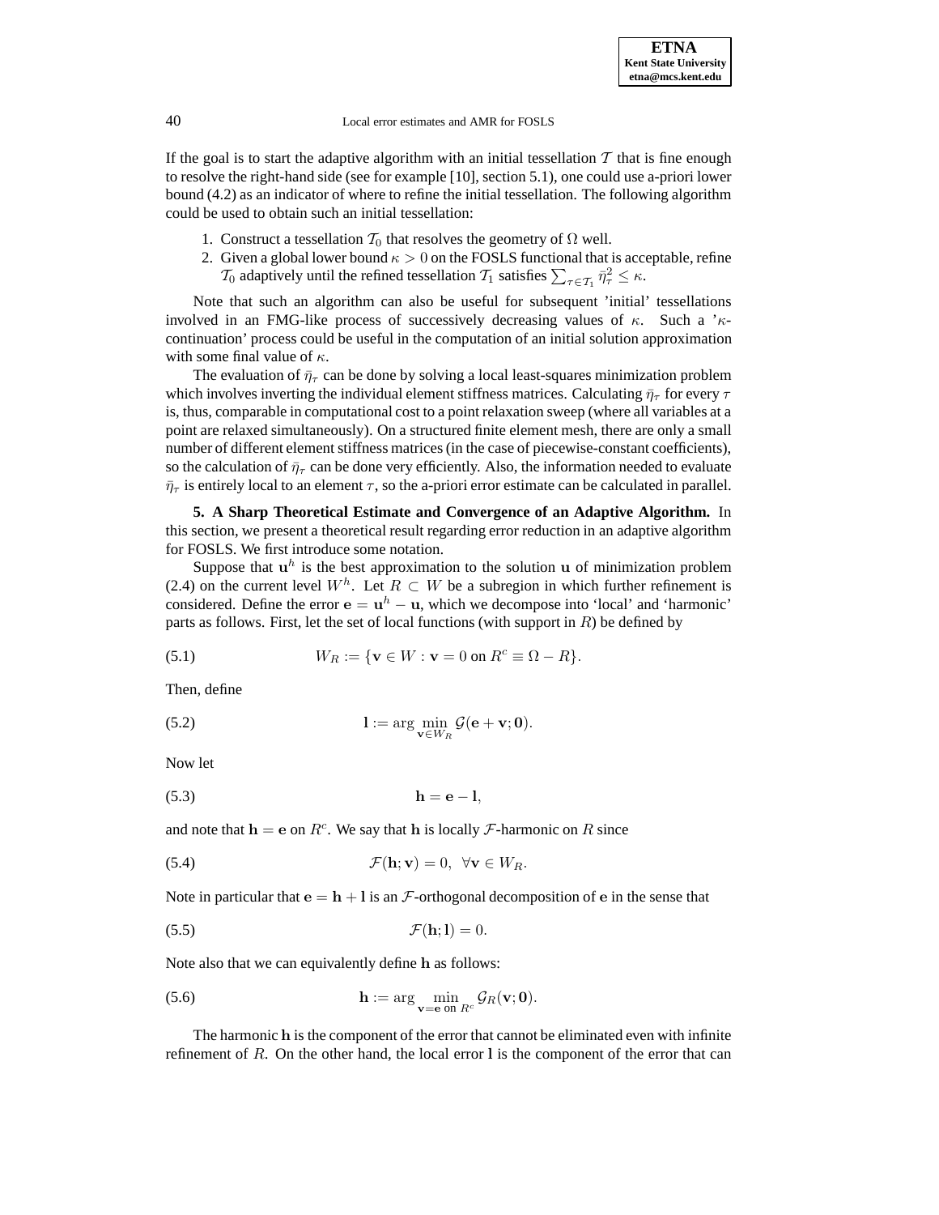If the goal is to start the adaptive algorithm with an initial tessellation $\mathcal{T}$ that is fine enough to resolve the right-hand side (see for example [10], section 5.1), one could use a-priori lower bound (4.2) as an indicator of where to refine the initial tessellation. The following algorithm could be used to obtain such an initial tessellation:

1. Construct a tessellation $\mathcal{T}_0$ that resolves the geometry of $\Omega$ well.
2. Given a global lower bound $\kappa > 0$ on the FOSLS functional that is acceptable, refine $\mathcal{T}_0$ adaptively until the refined tessellation $\mathcal{T}_1$ satisfies $\sum_{\tau \in \mathcal{T}_1} \bar{\eta}_\tau^2 \leq \kappa$.

Note that such an algorithm can also be useful for subsequent 'initial' tessellations involved in an FMG-like process of successively decreasing values of $\kappa$. Such a '$\kappa$-continuation' process could be useful in the computation of an initial solution approximation with some final value of $\kappa$.

The evaluation of $\bar{\eta}_\tau$ can be done by solving a local least-squares minimization problem which involves inverting the individual element stiffness matrices. Calculating $\bar{\eta}_\tau$ for every $\tau$ is, thus, comparable in computational cost to a point relaxation sweep (where all variables at a point are relaxed simultaneously). On a structured finite element mesh, there are only a small number of different element stiffness matrices (in the case of piecewise-constant coefficients), so the calculation of $\bar{\eta}_\tau$ can be done very efficiently. Also, the information needed to evaluate $\bar{\eta}_\tau$ is entirely local to an element $\tau$, so the a-priori error estimate can be calculated in parallel.

## 5. A Sharp Theoretical Estimate and Convergence of an Adaptive Algorithm.

In this section, we present a theoretical result regarding error reduction in an adaptive algorithm for FOSLS. We first introduce some notation.

Suppose that $\mathbf{u}^h$ is the best approximation to the solution $\mathbf{u}$ of minimization problem (2.4) on the current level $W^h$. Let $R \subset W$ be a subregion in which further refinement is considered. Define the error $\mathbf{e} = \mathbf{u}^h - \mathbf{u}$, which we decompose into 'local' and 'harmonic' parts as follows. First, let the set of local functions (with support in $R$) be defined by

$$W_R := \{\mathbf{v} \in W : \mathbf{v} = 0 \text{ on } R^c \equiv \Omega - R\}. \tag{5.1}$$

Then, define

$$\mathbf{l} := \arg\min_{\mathbf{v} \in W_R} \mathcal{G}(\mathbf{e} + \mathbf{v}; \mathbf{0}). \tag{5.2}$$

Now let

$$\mathbf{h} = \mathbf{e} - \mathbf{l}, \tag{5.3}$$

and note that $\mathbf{h} = \mathbf{e}$ on $R^c$. We say that $\mathbf{h}$ is locally $\mathcal{F}$-harmonic on $R$ since

$$\mathcal{F}(\mathbf{h}; \mathbf{v}) = 0, \ \ \forall \mathbf{v} \in W_R. \tag{5.4}$$

Note in particular that $\mathbf{e} = \mathbf{h} + \mathbf{l}$ is an $\mathcal{F}$-orthogonal decomposition of $\mathbf{e}$ in the sense that

$$\mathcal{F}(\mathbf{h}; \mathbf{l}) = 0. \tag{5.5}$$

Note also that we can equivalently define $\mathbf{h}$ as follows:

$$\mathbf{h} := \arg\min_{\mathbf{v} = \mathbf{e} \text{ on } R^c} \mathcal{G}_R(\mathbf{v}; \mathbf{0}). \tag{5.6}$$

The harmonic $\mathbf{h}$ is the component of the error that cannot be eliminated even with infinite refinement of $R$. On the other hand, the local error $\mathbf{l}$ is the component of the error that can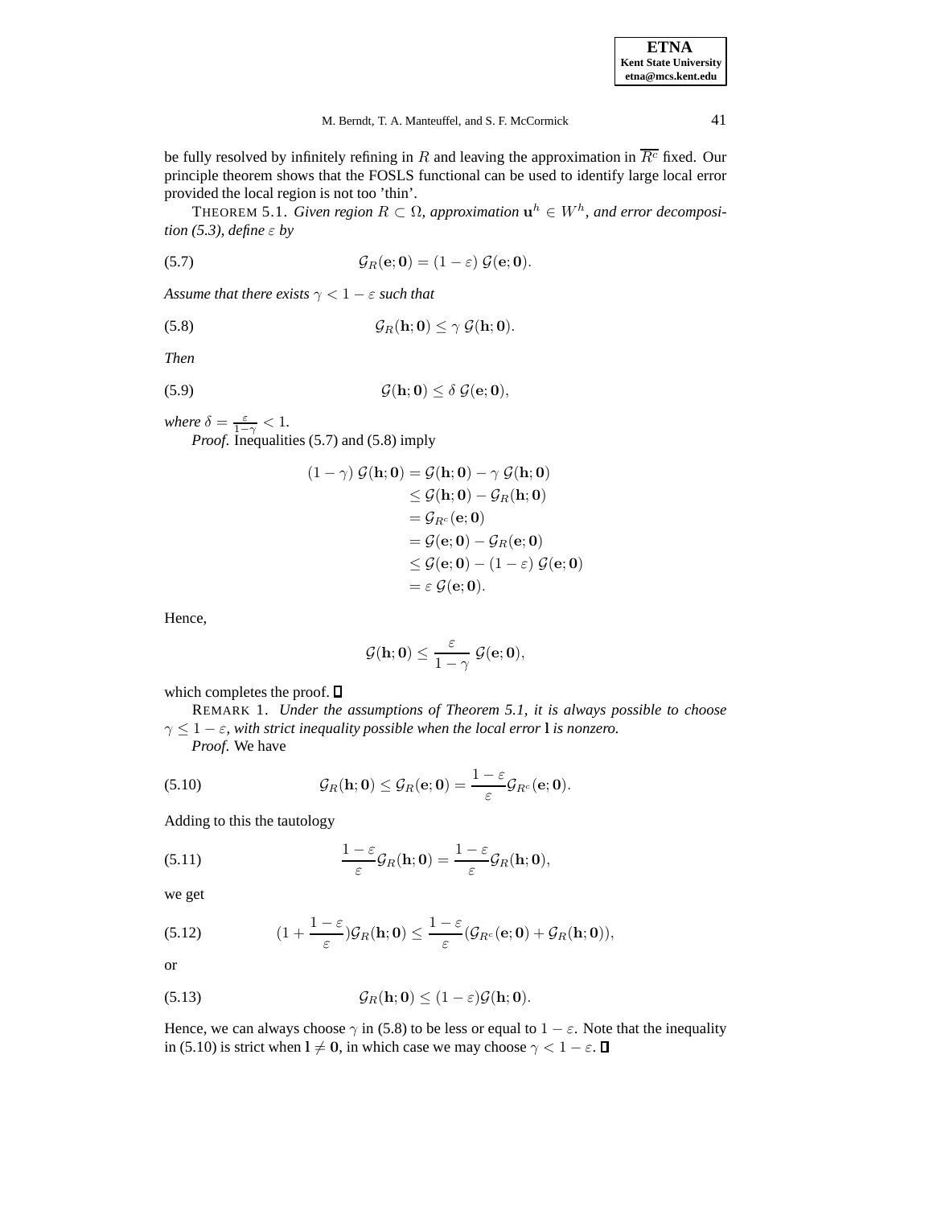be fully resolved by infinitely refining in $R$ and leaving the approximation in $\overline{R^c}$ fixed. Our principle theorem shows that the FOSLS functional can be used to identify large local error provided the local region is not too 'thin'.

THEOREM 5.1. *Given region $R \subset \Omega$, approximation $\mathbf{u}^h \in W^h$, and error decomposition (5.3), define $\varepsilon$ by*

$$\mathcal{G}_R(\mathbf{e}; \mathbf{0}) = (1 - \varepsilon)\, \mathcal{G}(\mathbf{e}; \mathbf{0}). \tag{5.7}$$

*Assume that there exists $\gamma < 1 - \varepsilon$ such that*

$$\mathcal{G}_R(\mathbf{h}; \mathbf{0}) \le \gamma\, \mathcal{G}(\mathbf{h}; \mathbf{0}). \tag{5.8}$$

*Then*

$$\mathcal{G}(\mathbf{h}; \mathbf{0}) \le \delta\, \mathcal{G}(\mathbf{e}; \mathbf{0}), \tag{5.9}$$

*where $\delta = \frac{\varepsilon}{1-\gamma} < 1$.*

*Proof.* Inequalities (5.7) and (5.8) imply

$$\begin{aligned}
(1 - \gamma)\, \mathcal{G}(\mathbf{h}; \mathbf{0}) &= \mathcal{G}(\mathbf{h}; \mathbf{0}) - \gamma\, \mathcal{G}(\mathbf{h}; \mathbf{0}) \\
&\le \mathcal{G}(\mathbf{h}; \mathbf{0}) - \mathcal{G}_R(\mathbf{h}; \mathbf{0}) \\
&= \mathcal{G}_{R^c}(\mathbf{e}; \mathbf{0}) \\
&= \mathcal{G}(\mathbf{e}; \mathbf{0}) - \mathcal{G}_R(\mathbf{e}; \mathbf{0}) \\
&\le \mathcal{G}(\mathbf{e}; \mathbf{0}) - (1 - \varepsilon)\, \mathcal{G}(\mathbf{e}; \mathbf{0}) \\
&= \varepsilon\, \mathcal{G}(\mathbf{e}; \mathbf{0}).
\end{aligned}$$

Hence,

$$\mathcal{G}(\mathbf{h}; \mathbf{0}) \le \frac{\varepsilon}{1 - \gamma}\, \mathcal{G}(\mathbf{e}; \mathbf{0}),$$

which completes the proof. ∎

REMARK 1. *Under the assumptions of Theorem 5.1, it is always possible to choose $\gamma \le 1 - \varepsilon$, with strict inequality possible when the local error $\mathbf{l}$ is nonzero.*

*Proof.* We have

$$\mathcal{G}_R(\mathbf{h}; \mathbf{0}) \le \mathcal{G}_R(\mathbf{e}; \mathbf{0}) = \frac{1 - \varepsilon}{\varepsilon} \mathcal{G}_{R^c}(\mathbf{e}; \mathbf{0}). \tag{5.10}$$

Adding to this the tautology

$$\frac{1 - \varepsilon}{\varepsilon} \mathcal{G}_R(\mathbf{h}; \mathbf{0}) = \frac{1 - \varepsilon}{\varepsilon} \mathcal{G}_R(\mathbf{h}; \mathbf{0}), \tag{5.11}$$

we get

$$(1 + \frac{1 - \varepsilon}{\varepsilon}) \mathcal{G}_R(\mathbf{h}; \mathbf{0}) \le \frac{1 - \varepsilon}{\varepsilon} (\mathcal{G}_{R^c}(\mathbf{e}; \mathbf{0}) + \mathcal{G}_R(\mathbf{h}; \mathbf{0})), \tag{5.12}$$

or

$$\mathcal{G}_R(\mathbf{h}; \mathbf{0}) \le (1 - \varepsilon) \mathcal{G}(\mathbf{h}; \mathbf{0}). \tag{5.13}$$

Hence, we can always choose $\gamma$ in (5.8) to be less or equal to $1 - \varepsilon$. Note that the inequality in (5.10) is strict when $\mathbf{l} \ne \mathbf{0}$, in which case we may choose $\gamma < 1 - \varepsilon$. ∎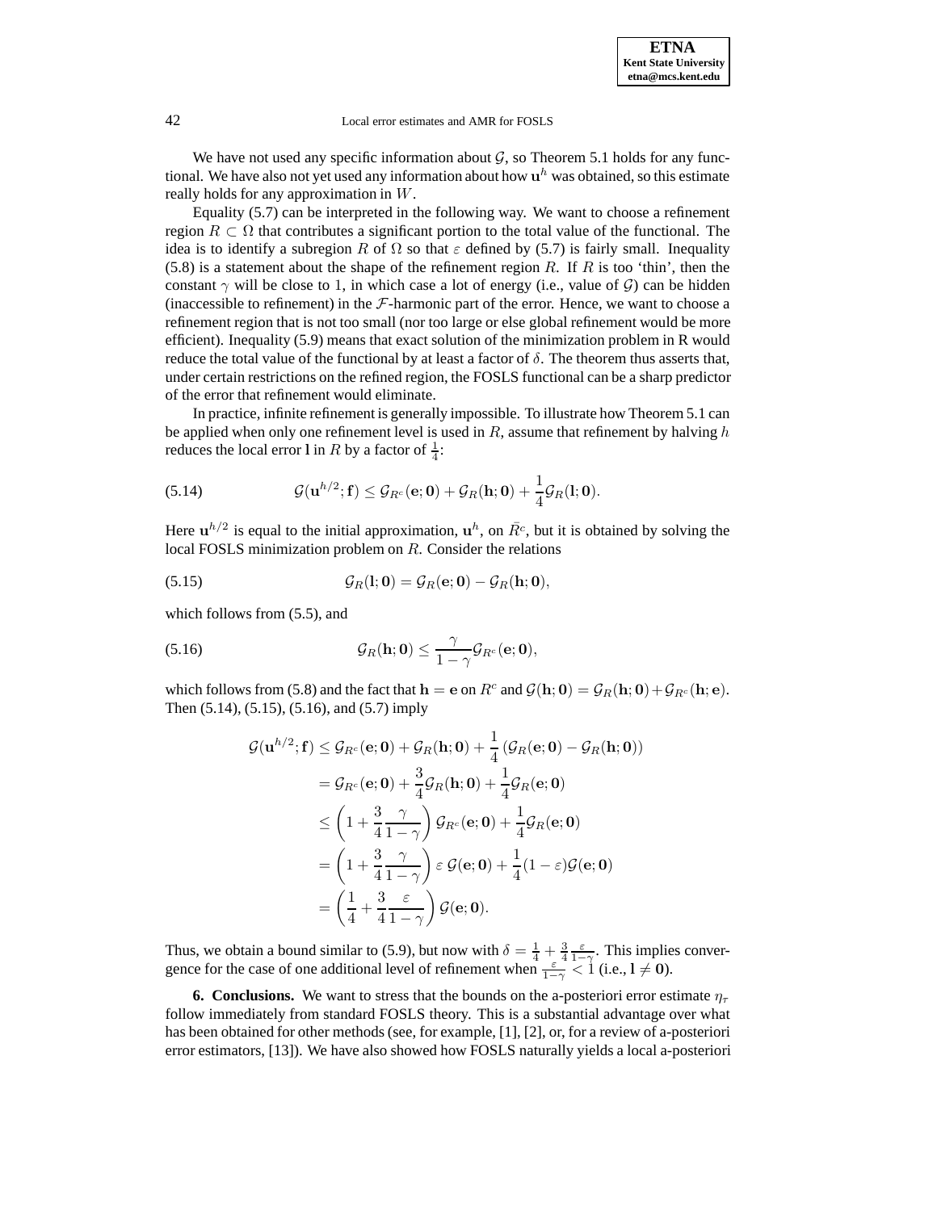We have not used any specific information about $\mathcal{G}$, so Theorem 5.1 holds for any functional. We have also not yet used any information about how $\mathbf{u}^h$ was obtained, so this estimate really holds for any approximation in $W$.

Equality (5.7) can be interpreted in the following way. We want to choose a refinement region $R \subset \Omega$ that contributes a significant portion to the total value of the functional. The idea is to identify a subregion $R$ of $\Omega$ so that $\varepsilon$ defined by (5.7) is fairly small. Inequality (5.8) is a statement about the shape of the refinement region $R$. If $R$ is too 'thin', then the constant $\gamma$ will be close to 1, in which case a lot of energy (i.e., value of $\mathcal{G}$) can be hidden (inaccessible to refinement) in the $\mathcal{F}$-harmonic part of the error. Hence, we want to choose a refinement region that is not too small (nor too large or else global refinement would be more efficient). Inequality (5.9) means that exact solution of the minimization problem in R would reduce the total value of the functional by at least a factor of $\delta$. The theorem thus asserts that, under certain restrictions on the refined region, the FOSLS functional can be a sharp predictor of the error that refinement would eliminate.

In practice, infinite refinement is generally impossible. To illustrate how Theorem 5.1 can be applied when only one refinement level is used in $R$, assume that refinement by halving $h$ reduces the local error $\mathbf{l}$ in $R$ by a factor of $\frac{1}{4}$:

$$\mathcal{G}(\mathbf{u}^{h/2}; \mathbf{f}) \leq \mathcal{G}_{R^c}(\mathbf{e}; \mathbf{0}) + \mathcal{G}_R(\mathbf{h}; \mathbf{0}) + \frac{1}{4}\mathcal{G}_R(\mathbf{l}; \mathbf{0}). \tag{5.14}$$

Here $\mathbf{u}^{h/2}$ is equal to the initial approximation, $\mathbf{u}^h$, on $\bar{R}^c$, but it is obtained by solving the local FOSLS minimization problem on $R$. Consider the relations

$$\mathcal{G}_R(\mathbf{l}; \mathbf{0}) = \mathcal{G}_R(\mathbf{e}; \mathbf{0}) - \mathcal{G}_R(\mathbf{h}; \mathbf{0}), \tag{5.15}$$

which follows from (5.5), and

$$\mathcal{G}_R(\mathbf{h}; \mathbf{0}) \leq \frac{\gamma}{1-\gamma}\mathcal{G}_{R^c}(\mathbf{e}; \mathbf{0}), \tag{5.16}$$

which follows from (5.8) and the fact that $\mathbf{h} = \mathbf{e}$ on $R^c$ and $\mathcal{G}(\mathbf{h}; \mathbf{0}) = \mathcal{G}_R(\mathbf{h}; \mathbf{0}) + \mathcal{G}_{R^c}(\mathbf{h}; \mathbf{e})$. Then (5.14), (5.15), (5.16), and (5.7) imply

$$\begin{aligned}
\mathcal{G}(\mathbf{u}^{h/2}; \mathbf{f}) &\leq \mathcal{G}_{R^c}(\mathbf{e}; \mathbf{0}) + \mathcal{G}_R(\mathbf{h}; \mathbf{0}) + \frac{1}{4}\left(\mathcal{G}_R(\mathbf{e}; \mathbf{0}) - \mathcal{G}_R(\mathbf{h}; \mathbf{0})\right) \\
&= \mathcal{G}_{R^c}(\mathbf{e}; \mathbf{0}) + \frac{3}{4}\mathcal{G}_R(\mathbf{h}; \mathbf{0}) + \frac{1}{4}\mathcal{G}_R(\mathbf{e}; \mathbf{0}) \\
&\leq \left(1 + \frac{3}{4}\frac{\gamma}{1-\gamma}\right)\mathcal{G}_{R^c}(\mathbf{e}; \mathbf{0}) + \frac{1}{4}\mathcal{G}_R(\mathbf{e}; \mathbf{0}) \\
&= \left(1 + \frac{3}{4}\frac{\gamma}{1-\gamma}\right)\varepsilon\, \mathcal{G}(\mathbf{e}; \mathbf{0}) + \frac{1}{4}(1-\varepsilon)\mathcal{G}(\mathbf{e}; \mathbf{0}) \\
&= \left(\frac{1}{4} + \frac{3}{4}\frac{\varepsilon}{1-\gamma}\right)\mathcal{G}(\mathbf{e}; \mathbf{0}).
\end{aligned}$$

Thus, we obtain a bound similar to (5.9), but now with $\delta = \frac{1}{4} + \frac{3}{4}\frac{\varepsilon}{1-\gamma}$. This implies convergence for the case of one additional level of refinement when $\frac{\varepsilon}{1-\gamma} < 1$ (i.e., $\mathbf{l} \neq \mathbf{0}$).

**6. Conclusions.** We want to stress that the bounds on the a-posteriori error estimate $\eta_\tau$ follow immediately from standard FOSLS theory. This is a substantial advantage over what has been obtained for other methods (see, for example, [1], [2], or, for a review of a-posteriori error estimators, [13]). We have also showed how FOSLS naturally yields a local a-posteriori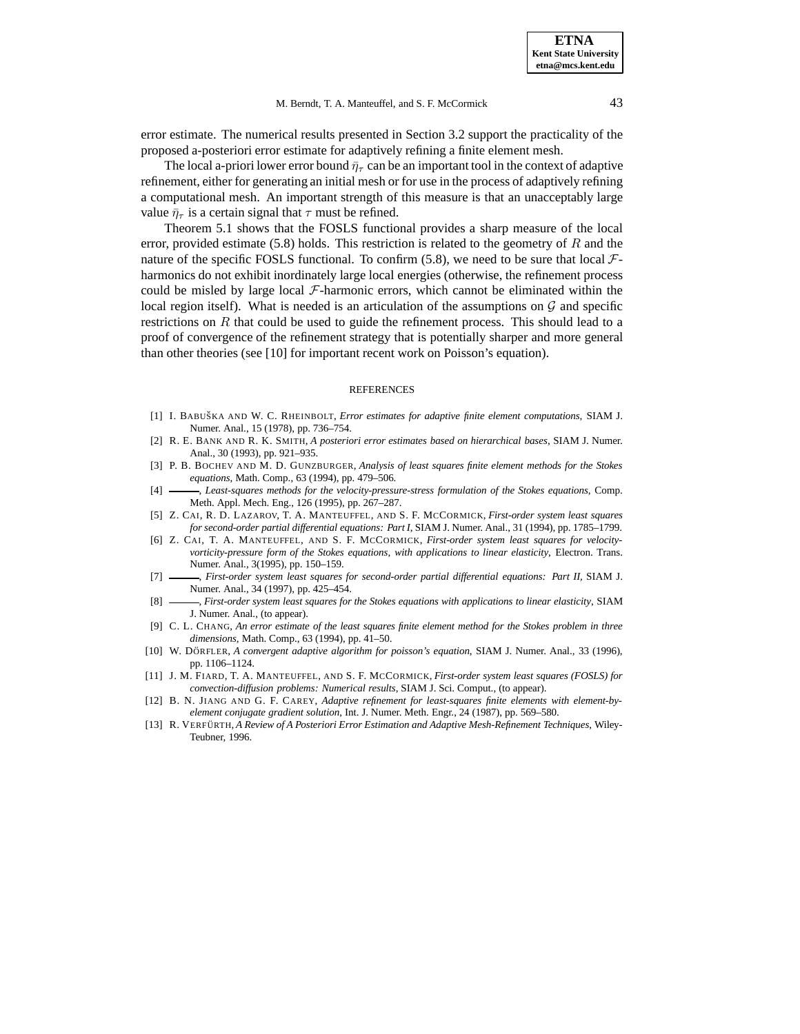error estimate. The numerical results presented in Section 3.2 support the practicality of the proposed a-posteriori error estimate for adaptively refining a finite element mesh.

The local a-priori lower error bound $\bar{\eta}_\tau$ can be an important tool in the context of adaptive refinement, either for generating an initial mesh or for use in the process of adaptively refining a computational mesh. An important strength of this measure is that an unacceptably large value $\bar{\eta}_\tau$ is a certain signal that $\tau$ must be refined.

Theorem 5.1 shows that the FOSLS functional provides a sharp measure of the local error, provided estimate (5.8) holds. This restriction is related to the geometry of $R$ and the nature of the specific FOSLS functional. To confirm (5.8), we need to be sure that local $\mathcal{F}$-harmonics do not exhibit inordinately large local energies (otherwise, the refinement process could be misled by large local $\mathcal{F}$-harmonic errors, which cannot be eliminated within the local region itself). What is needed is an articulation of the assumptions on $\mathcal{G}$ and specific restrictions on $R$ that could be used to guide the refinement process. This should lead to a proof of convergence of the refinement strategy that is potentially sharper and more general than other theories (see [10] for important recent work on Poisson's equation).

## REFERENCES

[1] I. Babuška and W. C. Rheinbolt, *Error estimates for adaptive finite element computations*, SIAM J. Numer. Anal., 15 (1978), pp. 736–754.

[2] R. E. Bank and R. K. Smith, *A posteriori error estimates based on hierarchical bases*, SIAM J. Numer. Anal., 30 (1993), pp. 921–935.

[3] P. B. Bochev and M. D. Gunzburger, *Analysis of least squares finite element methods for the Stokes equations*, Math. Comp., 63 (1994), pp. 479–506.

[4] ———, *Least-squares methods for the velocity-pressure-stress formulation of the Stokes equations*, Comp. Meth. Appl. Mech. Eng., 126 (1995), pp. 267–287.

[5] Z. Cai, R. D. Lazarov, T. A. Manteuffel, and S. F. McCormick, *First-order system least squares for second-order partial differential equations: Part I*, SIAM J. Numer. Anal., 31 (1994), pp. 1785–1799.

[6] Z. Cai, T. A. Manteuffel, and S. F. McCormick, *First-order system least squares for velocity-vorticity-pressure form of the Stokes equations, with applications to linear elasticity*, Electron. Trans. Numer. Anal., 3(1995), pp. 150–159.

[7] ———, *First-order system least squares for second-order partial differential equations: Part II*, SIAM J. Numer. Anal., 34 (1997), pp. 425–454.

[8] ———, *First-order system least squares for the Stokes equations with applications to linear elasticity*, SIAM J. Numer. Anal., (to appear).

[9] C. L. Chang, *An error estimate of the least squares finite element method for the Stokes problem in three dimensions*, Math. Comp., 63 (1994), pp. 41–50.

[10] W. Dörfler, *A convergent adaptive algorithm for poisson's equation*, SIAM J. Numer. Anal., 33 (1996), pp. 1106–1124.

[11] J. M. Fiard, T. A. Manteuffel, and S. F. McCormick, *First-order system least squares (FOSLS) for convection-diffusion problems: Numerical results*, SIAM J. Sci. Comput., (to appear).

[12] B. N. Jiang and G. F. Carey, *Adaptive refinement for least-squares finite elements with element-by-element conjugate gradient solution*, Int. J. Numer. Meth. Engr., 24 (1987), pp. 569–580.

[13] R. Verfürth, *A Review of A Posteriori Error Estimation and Adaptive Mesh-Refinement Techniques*, Wiley-Teubner, 1996.